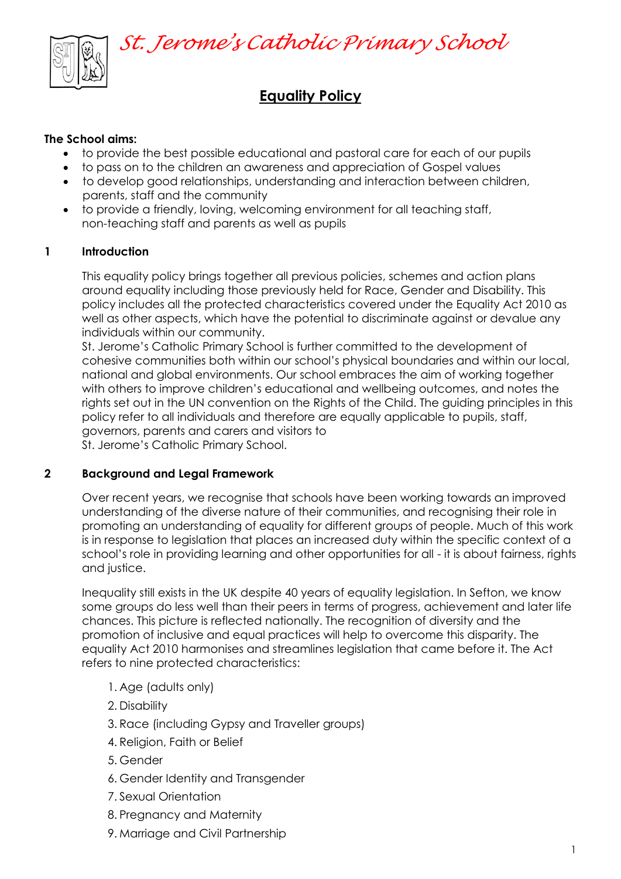# St. Jerome's Catholic Primary School

## Equality Policy

**The School aims:**

- to provide the best possible educational and pastoral care for each of our pupils
- to pass on to the children an awareness and appreciation of Gospel values
- to develop good relationships, understanding and interaction between children, parents, staff and the community
- to provide a friendly, loving, welcoming environment for all teaching staff, non-teaching staff and parents as well as pupils

### 1 Introduction

This equality policy brings together all previous policies, schemes and action plans around equality including those previously held for Race, Gender and Disability. This policy includes all the protected characteristics covered under the Equality Act 2010 as well as other aspects, which have the potential to discriminate against or devalue any individuals within our community.
St. Jerome's Catholic Primary School is further committed to the development of cohesive communities both within our school's physical boundaries and within our local, national and global environments. Our school embraces the aim of working together with others to improve children's educational and wellbeing outcomes, and notes the rights set out in the UN convention on the Rights of the Child. The guiding principles in this policy refer to all individuals and therefore are equally applicable to pupils, staff, governors, parents and carers and visitors to
St. Jerome's Catholic Primary School.

### 2 Background and Legal Framework

Over recent years, we recognise that schools have been working towards an improved understanding of the diverse nature of their communities, and recognising their role in promoting an understanding of equality for different groups of people. Much of this work is in response to legislation that places an increased duty within the specific context of a school's role in providing learning and other opportunities for all - it is about fairness, rights and justice.

Inequality still exists in the UK despite 40 years of equality legislation. In Sefton, we know some groups do less well than their peers in terms of progress, achievement and later life chances. This picture is reflected nationally. The recognition of diversity and the promotion of inclusive and equal practices will help to overcome this disparity. The equality Act 2010 harmonises and streamlines legislation that came before it. The Act refers to nine protected characteristics:

1. Age (adults only)
2. Disability
3. Race (including Gypsy and Traveller groups)
4. Religion, Faith or Belief
5. Gender
6. Gender Identity and Transgender
7. Sexual Orientation
8. Pregnancy and Maternity
9. Marriage and Civil Partnership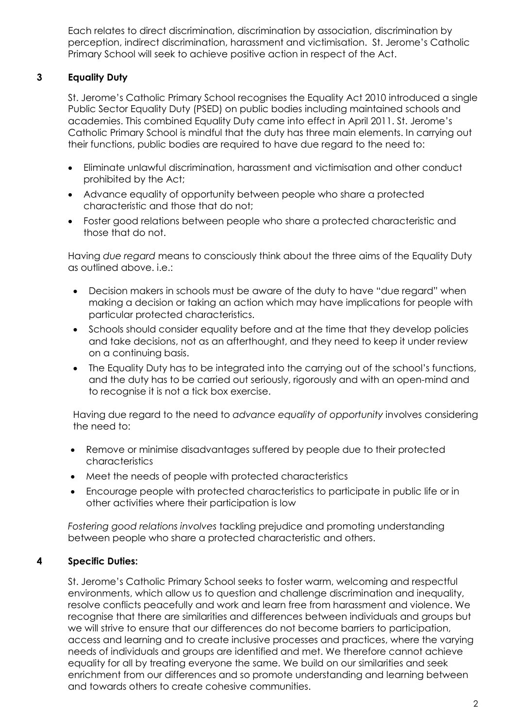Each relates to direct discrimination, discrimination by association, discrimination by perception, indirect discrimination, harassment and victimisation. St. Jerome's Catholic Primary School will seek to achieve positive action in respect of the Act.

## 3 Equality Duty

St. Jerome's Catholic Primary School recognises the Equality Act 2010 introduced a single Public Sector Equality Duty (PSED) on public bodies including maintained schools and academies. This combined Equality Duty came into effect in April 2011. St. Jerome's Catholic Primary School is mindful that the duty has three main elements. In carrying out their functions, public bodies are required to have due regard to the need to:

- Eliminate unlawful discrimination, harassment and victimisation and other conduct prohibited by the Act;
- Advance equality of opportunity between people who share a protected characteristic and those that do not;
- Foster good relations between people who share a protected characteristic and those that do not.

Having *due regard* means to consciously think about the three aims of the Equality Duty as outlined above. i.e.:

- Decision makers in schools must be aware of the duty to have "due regard" when making a decision or taking an action which may have implications for people with particular protected characteristics.
- Schools should consider equality before and at the time that they develop policies and take decisions, not as an afterthought, and they need to keep it under review on a continuing basis.
- The Equality Duty has to be integrated into the carrying out of the school's functions, and the duty has to be carried out seriously, rigorously and with an open-mind and to recognise it is not a tick box exercise.

Having due regard to the need to *advance equality of opportunity* involves considering the need to:

- Remove or minimise disadvantages suffered by people due to their protected characteristics
- Meet the needs of people with protected characteristics
- Encourage people with protected characteristics to participate in public life or in other activities where their participation is low

*Fostering good relations involves* tackling prejudice and promoting understanding between people who share a protected characteristic and others.

## 4 Specific Duties:

St. Jerome's Catholic Primary School seeks to foster warm, welcoming and respectful environments, which allow us to question and challenge discrimination and inequality, resolve conflicts peacefully and work and learn free from harassment and violence. We recognise that there are similarities and differences between individuals and groups but we will strive to ensure that our differences do not become barriers to participation, access and learning and to create inclusive processes and practices, where the varying needs of individuals and groups are identified and met. We therefore cannot achieve equality for all by treating everyone the same. We build on our similarities and seek enrichment from our differences and so promote understanding and learning between and towards others to create cohesive communities.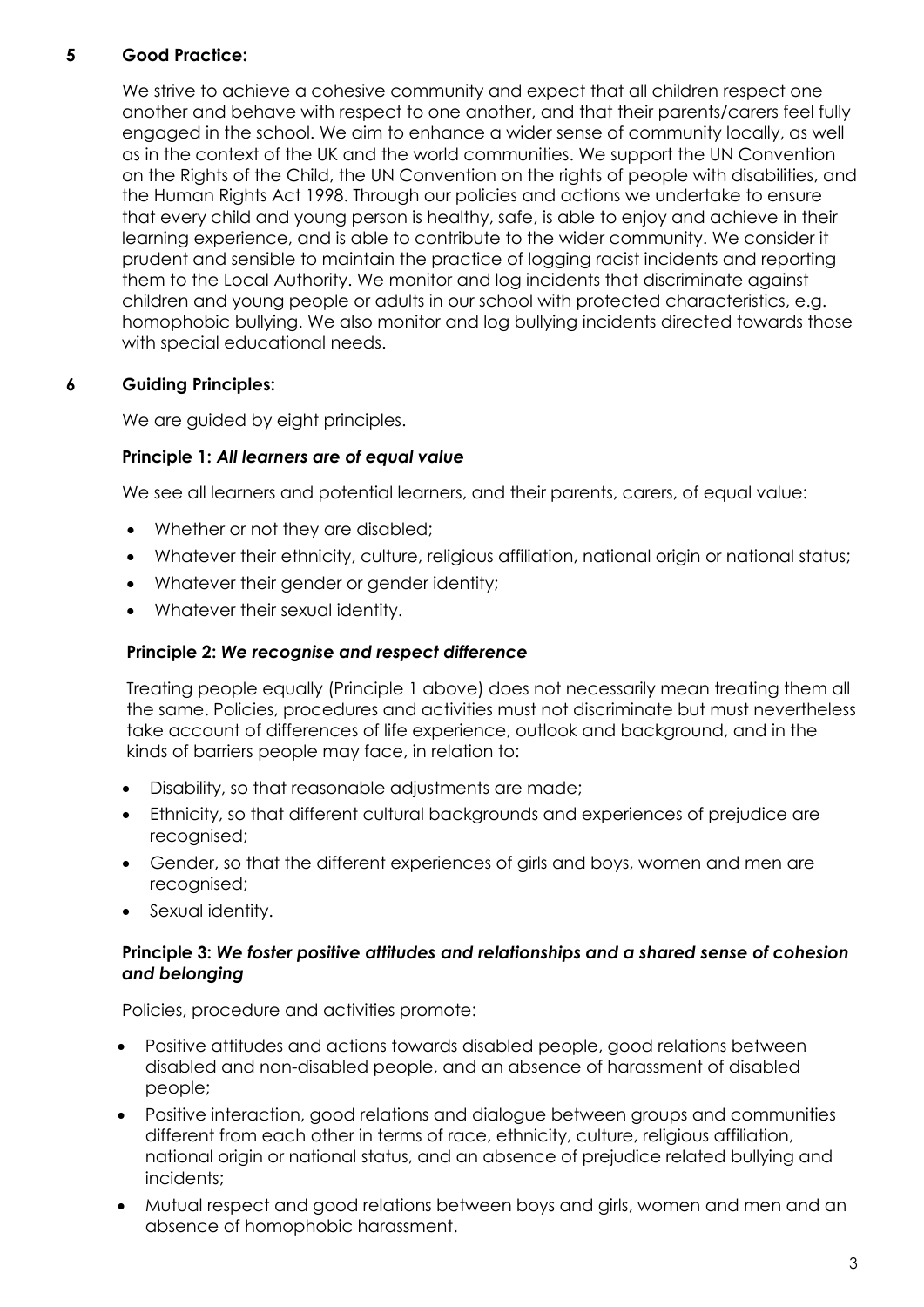## 5 Good Practice:

We strive to achieve a cohesive community and expect that all children respect one another and behave with respect to one another, and that their parents/carers feel fully engaged in the school. We aim to enhance a wider sense of community locally, as well as in the context of the UK and the world communities. We support the UN Convention on the Rights of the Child, the UN Convention on the rights of people with disabilities, and the Human Rights Act 1998. Through our policies and actions we undertake to ensure that every child and young person is healthy, safe, is able to enjoy and achieve in their learning experience, and is able to contribute to the wider community. We consider it prudent and sensible to maintain the practice of logging racist incidents and reporting them to the Local Authority. We monitor and log incidents that discriminate against children and young people or adults in our school with protected characteristics, e.g. homophobic bullying. We also monitor and log bullying incidents directed towards those with special educational needs.

## 6 Guiding Principles:

We are guided by eight principles.

### Principle 1: *All learners are of equal value*

We see all learners and potential learners, and their parents, carers, of equal value:

- Whether or not they are disabled;
- Whatever their ethnicity, culture, religious affiliation, national origin or national status;
- Whatever their gender or gender identity;
- Whatever their sexual identity.

### Principle 2: *We recognise and respect difference*

Treating people equally (Principle 1 above) does not necessarily mean treating them all the same. Policies, procedures and activities must not discriminate but must nevertheless take account of differences of life experience, outlook and background, and in the kinds of barriers people may face, in relation to:

- Disability, so that reasonable adjustments are made;
- Ethnicity, so that different cultural backgrounds and experiences of prejudice are recognised;
- Gender, so that the different experiences of girls and boys, women and men are recognised;
- Sexual identity.

### Principle 3: *We foster positive attitudes and relationships and a shared sense of cohesion and belonging*

Policies, procedure and activities promote:

- Positive attitudes and actions towards disabled people, good relations between disabled and non-disabled people, and an absence of harassment of disabled people;
- Positive interaction, good relations and dialogue between groups and communities different from each other in terms of race, ethnicity, culture, religious affiliation, national origin or national status, and an absence of prejudice related bullying and incidents;
- Mutual respect and good relations between boys and girls, women and men and an absence of homophobic harassment.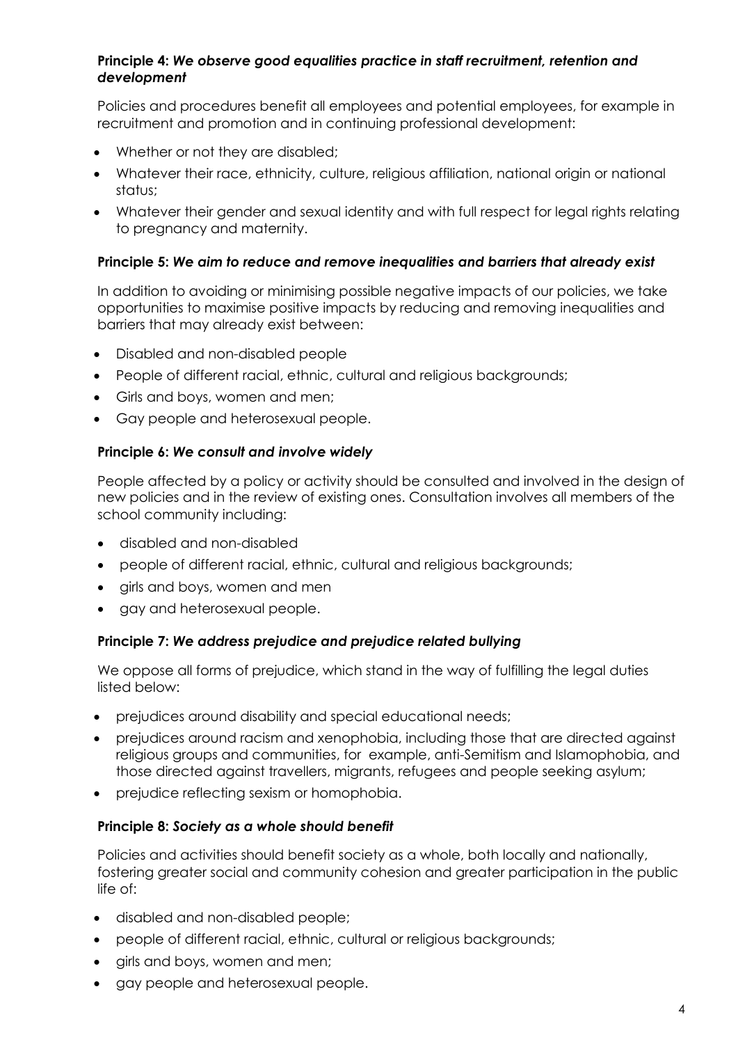**Principle 4:** ***We observe good equalities practice in staff recruitment, retention and development***

Policies and procedures benefit all employees and potential employees, for example in recruitment and promotion and in continuing professional development:

- Whether or not they are disabled;
- Whatever their race, ethnicity, culture, religious affiliation, national origin or national status;
- Whatever their gender and sexual identity and with full respect for legal rights relating to pregnancy and maternity.

**Principle 5:** ***We aim to reduce and remove inequalities and barriers that already exist***

In addition to avoiding or minimising possible negative impacts of our policies, we take opportunities to maximise positive impacts by reducing and removing inequalities and barriers that may already exist between:

- Disabled and non-disabled people
- People of different racial, ethnic, cultural and religious backgrounds;
- Girls and boys, women and men;
- Gay people and heterosexual people.

**Principle 6:** ***We consult and involve widely***

People affected by a policy or activity should be consulted and involved in the design of new policies and in the review of existing ones. Consultation involves all members of the school community including:

- disabled and non-disabled
- people of different racial, ethnic, cultural and religious backgrounds;
- girls and boys, women and men
- gay and heterosexual people.

**Principle 7:** ***We address prejudice and prejudice related bullying***

We oppose all forms of prejudice, which stand in the way of fulfilling the legal duties listed below:

- prejudices around disability and special educational needs;
- prejudices around racism and xenophobia, including those that are directed against religious groups and communities, for example, anti-Semitism and Islamophobia, and those directed against travellers, migrants, refugees and people seeking asylum;
- prejudice reflecting sexism or homophobia.

**Principle 8:** ***Society as a whole should benefit***

Policies and activities should benefit society as a whole, both locally and nationally, fostering greater social and community cohesion and greater participation in the public life of:

- disabled and non-disabled people;
- people of different racial, ethnic, cultural or religious backgrounds;
- girls and boys, women and men;
- gay people and heterosexual people.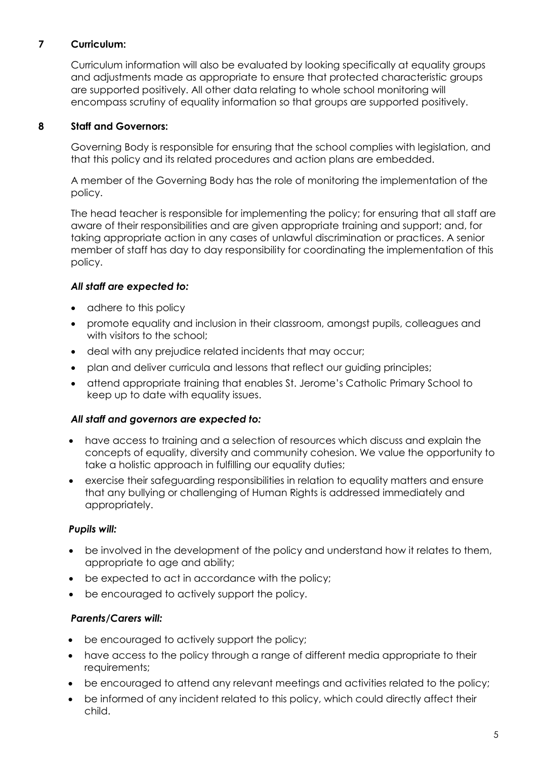## 7 Curriculum:

Curriculum information will also be evaluated by looking specifically at equality groups and adjustments made as appropriate to ensure that protected characteristic groups are supported positively. All other data relating to whole school monitoring will encompass scrutiny of equality information so that groups are supported positively.

## 8 Staff and Governors:

Governing Body is responsible for ensuring that the school complies with legislation, and that this policy and its related procedures and action plans are embedded.

A member of the Governing Body has the role of monitoring the implementation of the policy.

The head teacher is responsible for implementing the policy; for ensuring that all staff are aware of their responsibilities and are given appropriate training and support; and, for taking appropriate action in any cases of unlawful discrimination or practices. A senior member of staff has day to day responsibility for coordinating the implementation of this policy.

***All staff are expected to:***

- adhere to this policy
- promote equality and inclusion in their classroom, amongst pupils, colleagues and with visitors to the school;
- deal with any prejudice related incidents that may occur;
- plan and deliver curricula and lessons that reflect our guiding principles;
- attend appropriate training that enables St. Jerome's Catholic Primary School to keep up to date with equality issues.

***All staff and governors are expected to:***

- have access to training and a selection of resources which discuss and explain the concepts of equality, diversity and community cohesion. We value the opportunity to take a holistic approach in fulfilling our equality duties;
- exercise their safeguarding responsibilities in relation to equality matters and ensure that any bullying or challenging of Human Rights is addressed immediately and appropriately.

***Pupils will:***

- be involved in the development of the policy and understand how it relates to them, appropriate to age and ability;
- be expected to act in accordance with the policy;
- be encouraged to actively support the policy.

***Parents/Carers will:***

- be encouraged to actively support the policy;
- have access to the policy through a range of different media appropriate to their requirements;
- be encouraged to attend any relevant meetings and activities related to the policy;
- be informed of any incident related to this policy, which could directly affect their child.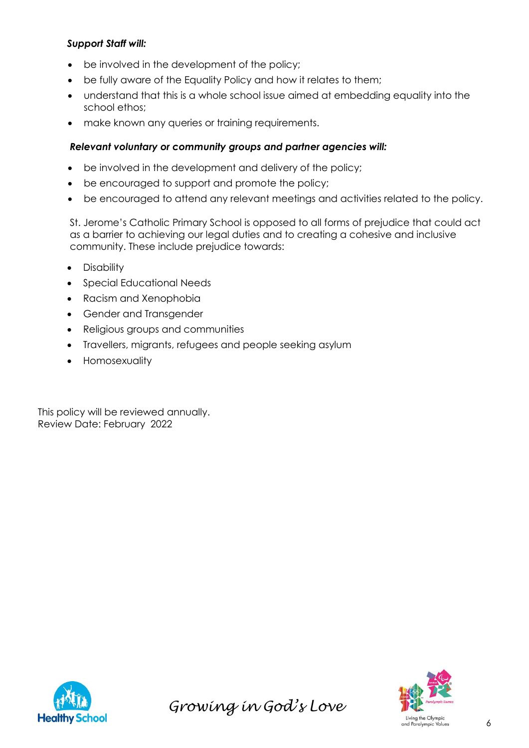***Support Staff will:***

- be involved in the development of the policy;
- be fully aware of the Equality Policy and how it relates to them;
- understand that this is a whole school issue aimed at embedding equality into the school ethos;
- make known any queries or training requirements.

***Relevant voluntary or community groups and partner agencies will:***

- be involved in the development and delivery of the policy;
- be encouraged to support and promote the policy;
- be encouraged to attend any relevant meetings and activities related to the policy.

St. Jerome's Catholic Primary School is opposed to all forms of prejudice that could act as a barrier to achieving our legal duties and to creating a cohesive and inclusive community. These include prejudice towards:

- Disability
- Special Educational Needs
- Racism and Xenophobia
- Gender and Transgender
- Religious groups and communities
- Travellers, migrants, refugees and people seeking asylum
- Homosexuality

This policy will be reviewed annually.
Review Date: February 2022